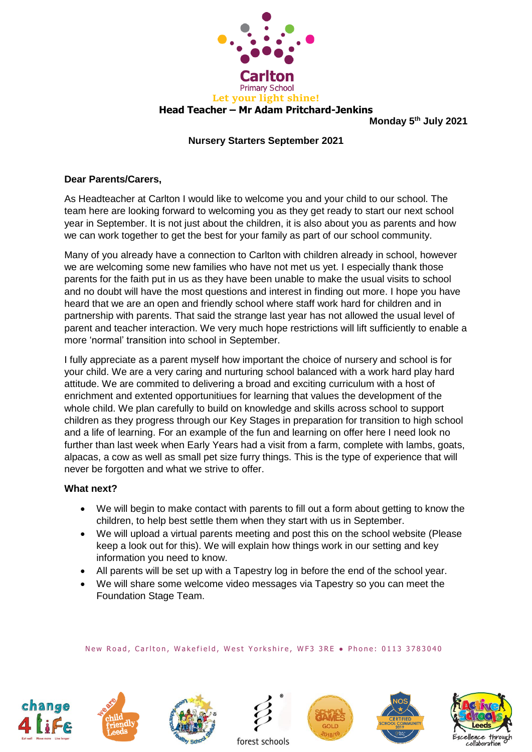**Carlton**
Primary School
*Let your light shine!*

**Head Teacher – Mr Adam Pritchard-Jenkins**

**Monday 5th July 2021**

**Nursery Starters September 2021**

**Dear Parents/Carers,**

As Headteacher at Carlton I would like to welcome you and your child to our school. The team here are looking forward to welcoming you as they get ready to start our next school year in September. It is not just about the children, it is also about you as parents and how we can work together to get the best for your family as part of our school community.

Many of you already have a connection to Carlton with children already in school, however we are welcoming some new families who have not met us yet. I especially thank those parents for the faith put in us as they have been unable to make the usual visits to school and no doubt will have the most questions and interest in finding out more. I hope you have heard that we are an open and friendly school where staff work hard for children and in partnership with parents. That said the strange last year has not allowed the usual level of parent and teacher interaction. We very much hope restrictions will lift sufficiently to enable a more 'normal' transition into school in September.

I fully appreciate as a parent myself how important the choice of nursery and school is for your child. We are a very caring and nurturing school balanced with a work hard play hard attitude. We are commited to delivering a broad and exciting curriculum with a host of enrichment and extented opportunitiues for learning that values the development of the whole child. We plan carefully to build on knowledge and skills across school to support children as they progress through our Key Stages in preparation for transition to high school and a life of learning. For an example of the fun and learning on offer here I need look no further than last week when Early Years had a visit from a farm, complete with lambs, goats, alpacas, a cow as well as small pet size furry things. This is the type of experience that will never be forgotten and what we strive to offer.

**What next?**

- We will begin to make contact with parents to fill out a form about getting to know the children, to help best settle them when they start with us in September.
- We will upload a virtual parents meeting and post this on the school website (Please keep a look out for this). We will explain how things work in our setting and key information you need to know.
- All parents will be set up with a Tapestry log in before the end of the school year.
- We will share some welcome video messages via Tapestry so you can meet the Foundation Stage Team.

New Road, Carlton, Wakefield, West Yorkshire, WF3 3RE • Phone: 0113 3783040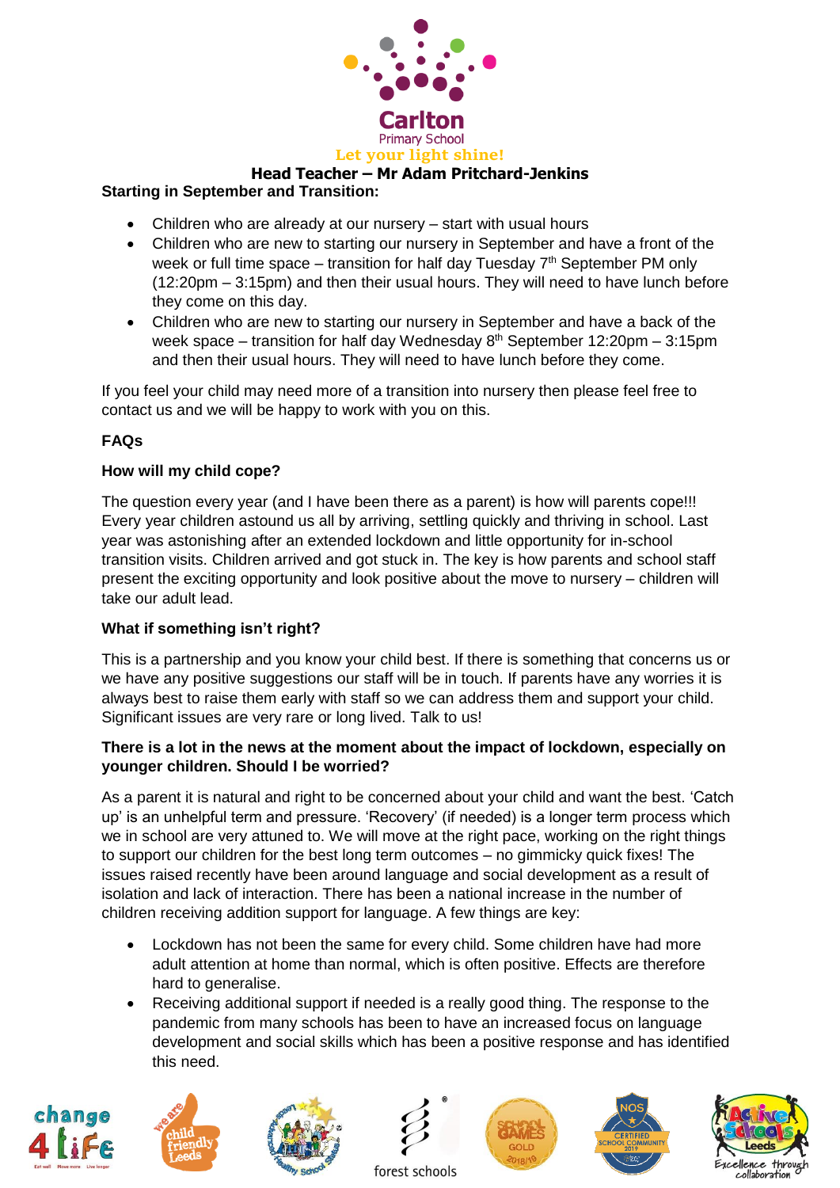**Head Teacher – Mr Adam Pritchard-Jenkins**

**Starting in September and Transition:**

- Children who are already at our nursery – start with usual hours
- Children who are new to starting our nursery in September and have a front of the week or full time space – transition for half day Tuesday 7th September PM only (12:20pm – 3:15pm) and then their usual hours. They will need to have lunch before they come on this day.
- Children who are new to starting our nursery in September and have a back of the week space – transition for half day Wednesday 8th September 12:20pm – 3:15pm and then their usual hours. They will need to have lunch before they come.

If you feel your child may need more of a transition into nursery then please feel free to contact us and we will be happy to work with you on this.

**FAQs**

**How will my child cope?**

The question every year (and I have been there as a parent) is how will parents cope!!! Every year children astound us all by arriving, settling quickly and thriving in school. Last year was astonishing after an extended lockdown and little opportunity for in-school transition visits. Children arrived and got stuck in. The key is how parents and school staff present the exciting opportunity and look positive about the move to nursery – children will take our adult lead.

**What if something isn't right?**

This is a partnership and you know your child best. If there is something that concerns us or we have any positive suggestions our staff will be in touch. If parents have any worries it is always best to raise them early with staff so we can address them and support your child. Significant issues are very rare or long lived. Talk to us!

**There is a lot in the news at the moment about the impact of lockdown, especially on younger children. Should I be worried?**

As a parent it is natural and right to be concerned about your child and want the best. 'Catch up' is an unhelpful term and pressure. 'Recovery' (if needed) is a longer term process which we in school are very attuned to. We will move at the right pace, working on the right things to support our children for the best long term outcomes – no gimmicky quick fixes! The issues raised recently have been around language and social development as a result of isolation and lack of interaction. There has been a national increase in the number of children receiving addition support for language. A few things are key:

- Lockdown has not been the same for every child. Some children have had more adult attention at home than normal, which is often positive. Effects are therefore hard to generalise.
- Receiving additional support if needed is a really good thing. The response to the pandemic from many schools has been to have an increased focus on language development and social skills which has been a positive response and has identified this need.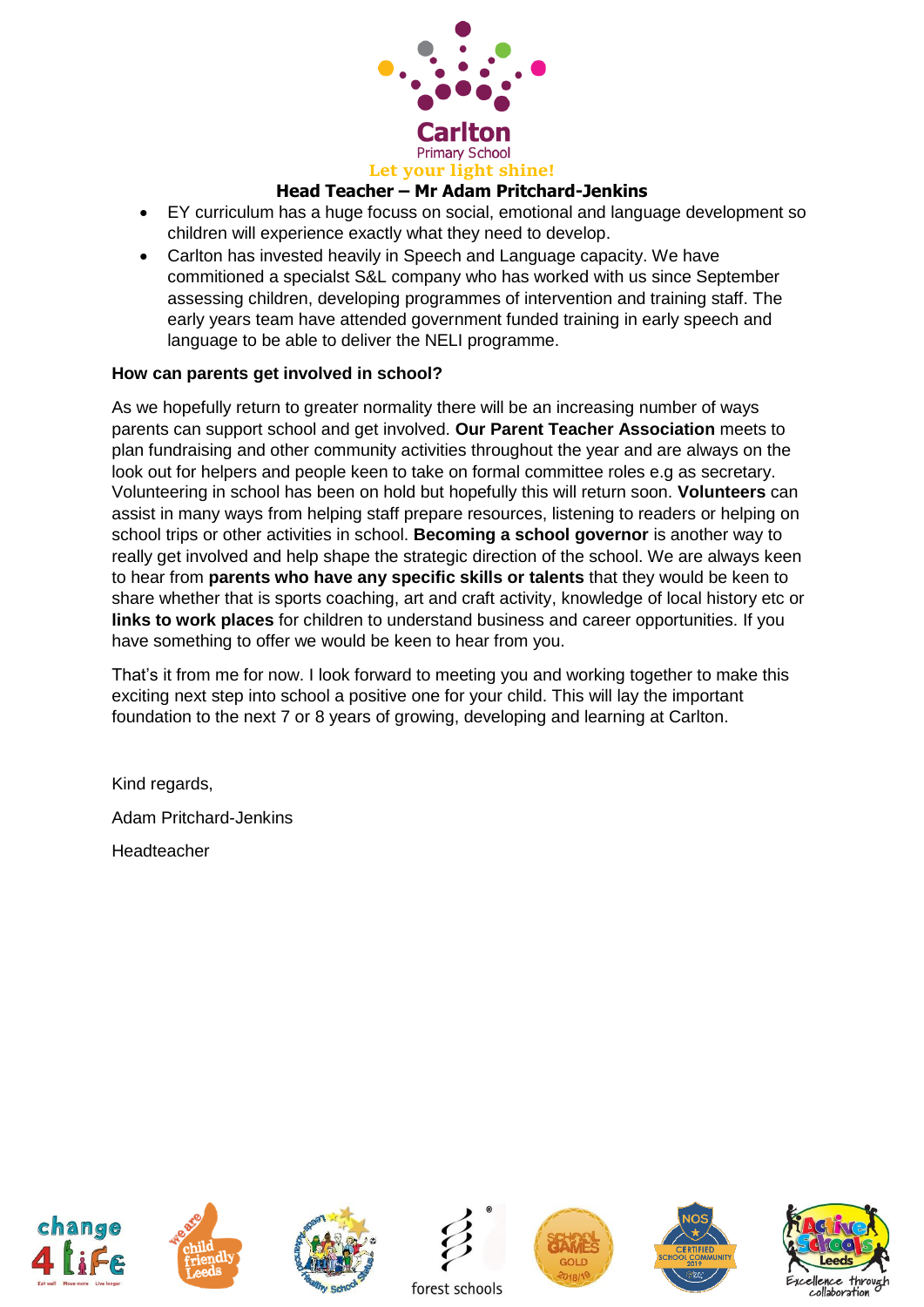- EY curriculum has a huge focuss on social, emotional and language development so children will experience exactly what they need to develop.
- Carlton has invested heavily in Speech and Language capacity. We have commitioned a specialst S&L company who has worked with us since September assessing children, developing programmes of intervention and training staff. The early years team have attended government funded training in early speech and language to be able to deliver the NELI programme.

**How can parents get involved in school?**

As we hopefully return to greater normality there will be an increasing number of ways parents can support school and get involved. **Our Parent Teacher Association** meets to plan fundraising and other community activities throughout the year and are always on the look out for helpers and people keen to take on formal committee roles e.g as secretary. Volunteering in school has been on hold but hopefully this will return soon. **Volunteers** can assist in many ways from helping staff prepare resources, listening to readers or helping on school trips or other activities in school. **Becoming a school governor** is another way to really get involved and help shape the strategic direction of the school. We are always keen to hear from **parents who have any specific skills or talents** that they would be keen to share whether that is sports coaching, art and craft activity, knowledge of local history etc or **links to work places** for children to understand business and career opportunities. If you have something to offer we would be keen to hear from you.

That's it from me for now. I look forward to meeting you and working together to make this exciting next step into school a positive one for your child. This will lay the important foundation to the next 7 or 8 years of growing, developing and learning at Carlton.

Kind regards,

Adam Pritchard-Jenkins

Headteacher